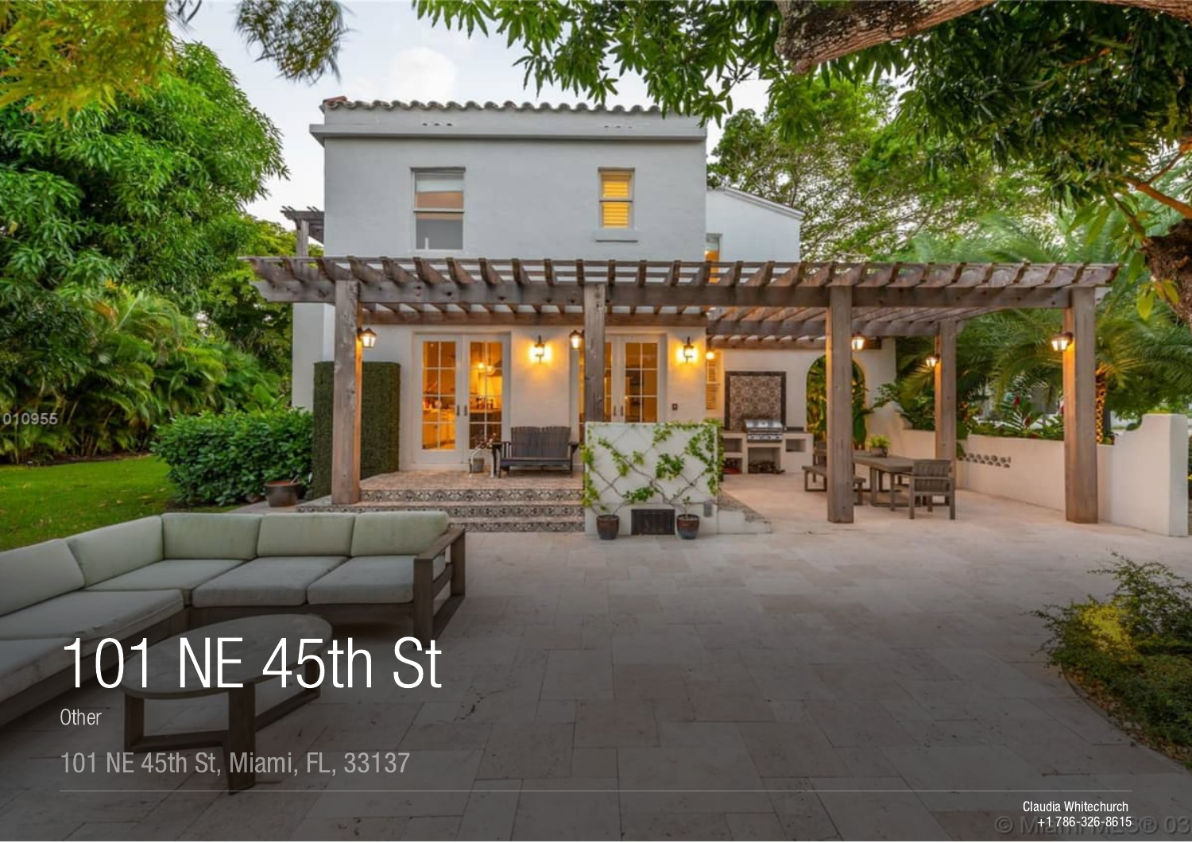# 101 NE 45th St

Other

101 NE 45th St, Miami, FL, 33137

Claudia Whitechurch
+1 786-326-8615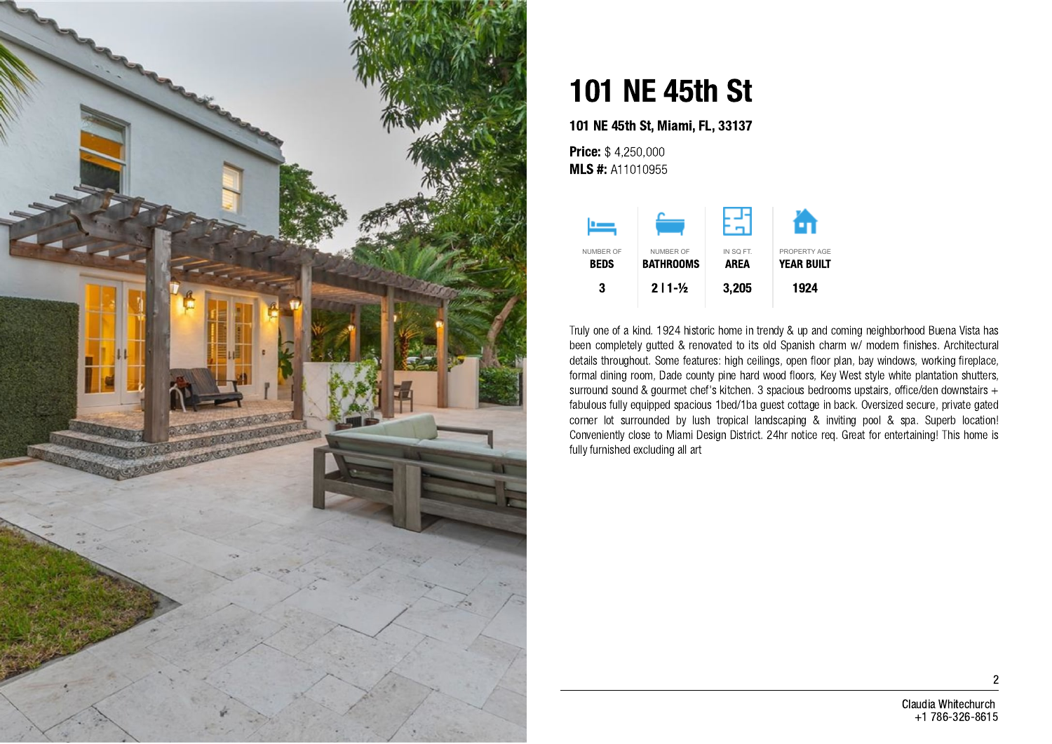# 101 NE 45th St

**101 NE 45th St, Miami, FL, 33137**

**Price:** $ 4,250,000
**MLS #:** A11010955

| NUMBER OF BEDS | NUMBER OF BATHROOMS | IN SQ FT. AREA | PROPERTY AGE YEAR BUILT |
|---|---|---|---|
| 3 | 2 I 1-½ | 3,205 | 1924 |

Truly one of a kind. 1924 historic home in trendy & up and coming neighborhood Buena Vista has been completely gutted & renovated to its old Spanish charm w/ modern finishes. Architectural details throughout. Some features: high ceilings, open floor plan, bay windows, working fireplace, formal dining room, Dade county pine hard wood floors, Key West style white plantation shutters, surround sound & gourmet chef's kitchen. 3 spacious bedrooms upstairs, office/den downstairs + fabulous fully equipped spacious 1bed/1ba guest cottage in back. Oversized secure, private gated corner lot surrounded by lush tropical landscaping & inviting pool & spa. Superb location! Conveniently close to Miami Design District. 24hr notice req. Great for entertaining! This home is fully furnished excluding all art

Claudia Whitechurch
+1 786-326-8615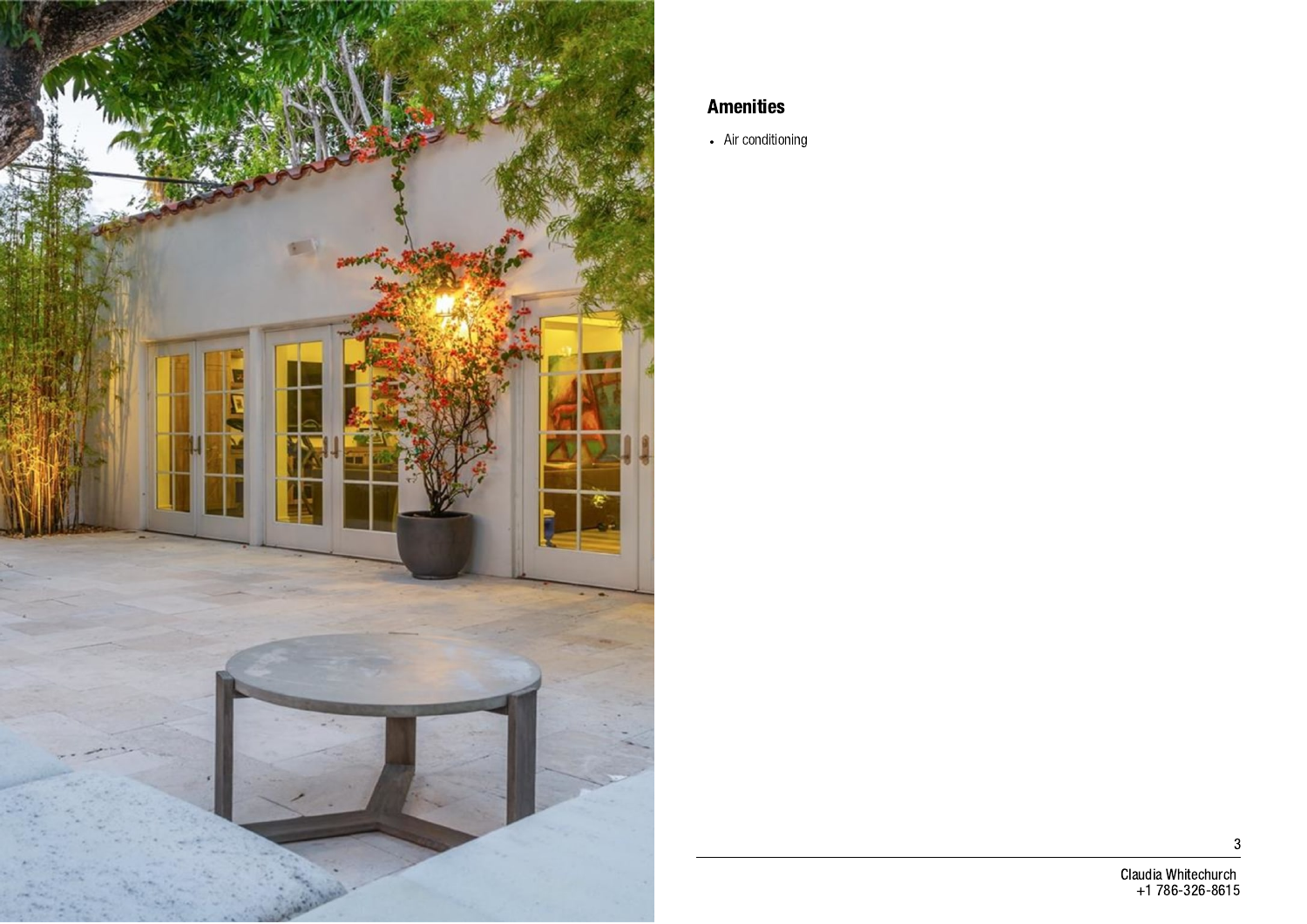## Amenities

- Air conditioning

Claudia Whitechurch
+1 786-326-8615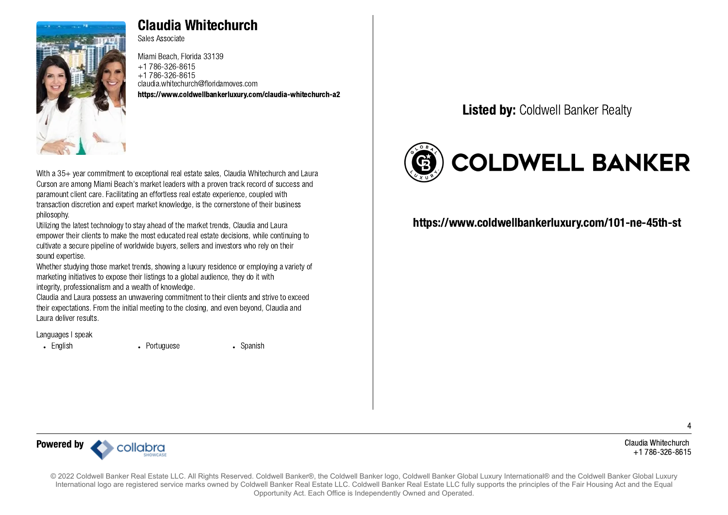# Claudia Whitechurch

Sales Associate

Miami Beach, Florida 33139
+1 786-326-8615
+1 786-326-8615
claudia.whitechurch@floridamoves.com
**https://www.coldwellbankerluxury.com/claudia-whitechurch-a2**

With a 35+ year commitment to exceptional real estate sales, Claudia Whitechurch and Laura Curson are among Miami Beach's market leaders with a proven track record of success and paramount client care. Facilitating an effortless real estate experience, coupled with transaction discretion and expert market knowledge, is the cornerstone of their business philosophy.
Utilizing the latest technology to stay ahead of the market trends, Claudia and Laura empower their clients to make the most educated real estate decisions, while continuing to cultivate a secure pipeline of worldwide buyers, sellers and investors who rely on their sound expertise.
Whether studying those market trends, showing a luxury residence or employing a variety of marketing initiatives to expose their listings to a global audience, they do it with integrity, professionalism and a wealth of knowledge.
Claudia and Laura possess an unwavering commitment to their clients and strive to exceed their expectations. From the initial meeting to the closing, and even beyond, Claudia and Laura deliver results.

Languages I speak

- English
- Portuguese
- Spanish

**Listed by:** Coldwell Banker Realty

COLDWELL BANKER

**https://www.coldwellbankerluxury.com/101-ne-45th-st**

**Powered by** collabra SHOWCASE

Claudia Whitechurch
+1 786-326-8615

© 2022 Coldwell Banker Real Estate LLC. All Rights Reserved. Coldwell Banker®, the Coldwell Banker logo, Coldwell Banker Global Luxury International® and the Coldwell Banker Global Luxury International logo are registered service marks owned by Coldwell Banker Real Estate LLC. Coldwell Banker Real Estate LLC fully supports the principles of the Fair Housing Act and the Equal Opportunity Act. Each Office is Independently Owned and Operated.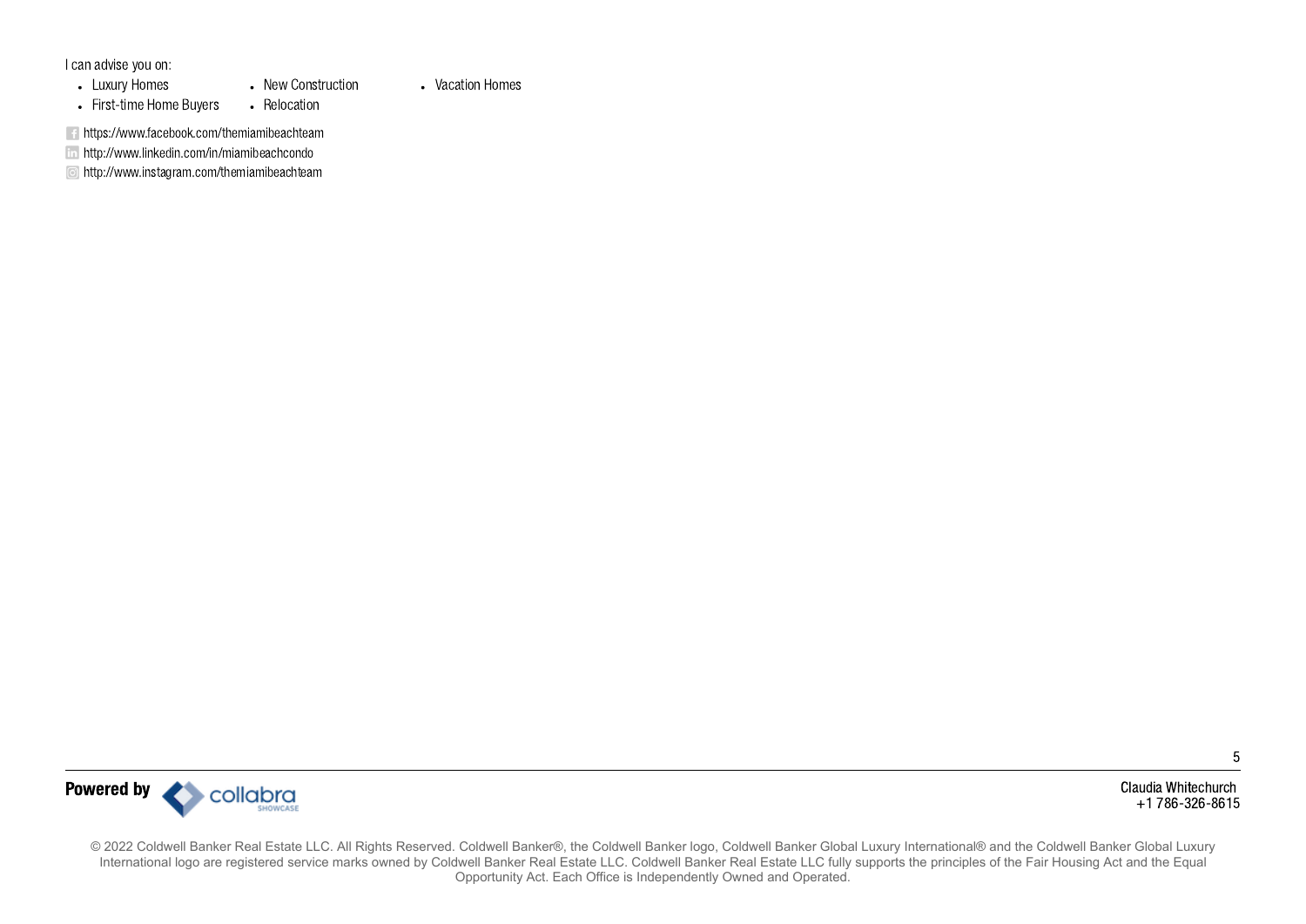I can advise you on:

- Luxury Homes
- First-time Home Buyers
- New Construction
- Relocation
- Vacation Homes

https://www.facebook.com/themiamibeachteam

http://www.linkedin.com/in/miamibeachcondo

http://www.instagram.com/themiamibeachteam

**Powered by** collabra SHOWCASE

Claudia Whitechurch
+1 786-326-8615

© 2022 Coldwell Banker Real Estate LLC. All Rights Reserved. Coldwell Banker®, the Coldwell Banker logo, Coldwell Banker Global Luxury International® and the Coldwell Banker Global Luxury International logo are registered service marks owned by Coldwell Banker Real Estate LLC. Coldwell Banker Real Estate LLC fully supports the principles of the Fair Housing Act and the Equal Opportunity Act. Each Office is Independently Owned and Operated.